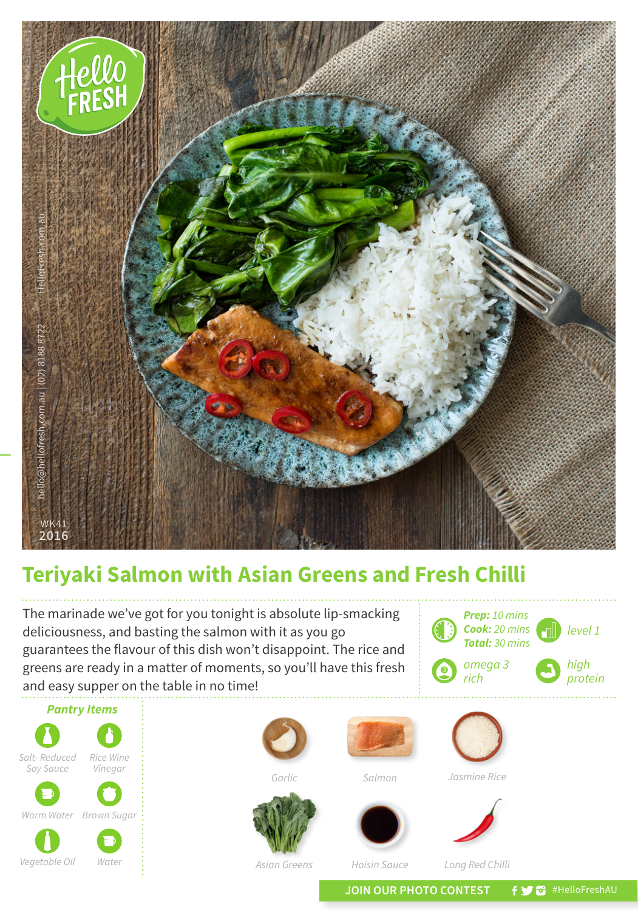HelloFresh.com.au

hello@hellofresh.com.au | (02) 8188 8722

WK41
2016

# Teriyaki Salmon with Asian Greens and Fresh Chilli

The marinade we've got for you tonight is absolute lip-smacking deliciousness, and basting the salmon with it as you go guarantees the flavour of this dish won't disappoint. The rice and greens are ready in a matter of moments, so you'll have this fresh and easy supper on the table in no time!

***Prep:*** *10 mins*
***Cook:*** *20 mins*
***Total:*** *30 mins*

*level 1*

*omega 3 rich*

*high protein*

### *Pantry Items*

- *Salt- Reduced Soy Sauce*
- *Rice Wine Vinegar*
- *Warm Water*
- *Brown Sugar*
- *Vegetable Oil*
- *Water*

*Garlic*

*Salmon*

*Jasmine Rice*

*Asian Greens*

*Hoisin Sauce*

*Long Red Chilli*

JOIN OUR PHOTO CONTEST #HelloFreshAU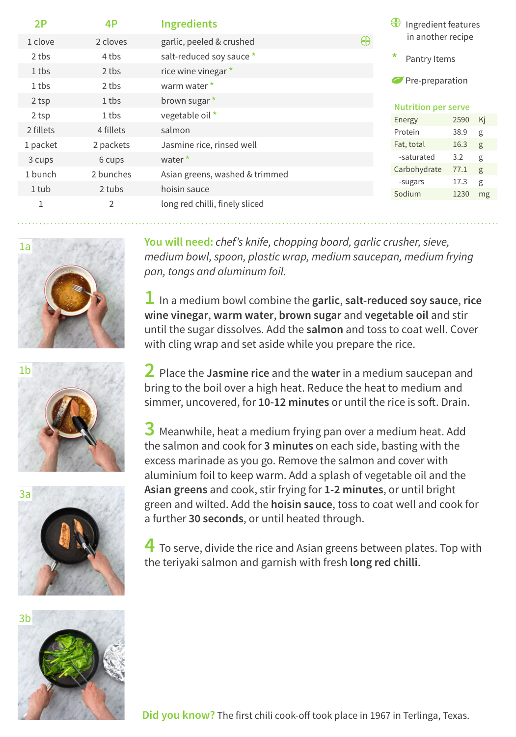| 2P | 4P | Ingredients |
|---|---|---|
| 1 clove | 2 cloves | garlic, peeled & crushed ⊕ |
| 2 tbs | 4 tbs | salt-reduced soy sauce * |
| 1 tbs | 2 tbs | rice wine vinegar * |
| 1 tbs | 2 tbs | warm water * |
| 2 tsp | 1 tbs | brown sugar * |
| 2 tsp | 1 tbs | vegetable oil * |
| 2 fillets | 4 fillets | salmon |
| 1 packet | 2 packets | Jasmine rice, rinsed well |
| 3 cups | 6 cups | water * |
| 1 bunch | 2 bunches | Asian greens, washed & trimmed |
| 1 tub | 2 tubs | hoisin sauce |
| 1 | 2 | long red chilli, finely sliced |

⊕ Ingredient features in another recipe

\* Pantry Items

Pre-preparation

**Nutrition per serve**

| | | |
|---|---|---|
| Energy | 2590 | Kj |
| Protein | 38.9 | g |
| Fat, total | 16.3 | g |
| -saturated | 3.2 | g |
| Carbohydrate | 77.1 | g |
| -sugars | 17.3 | g |
| Sodium | 1230 | mg |

1a

1b

3a

3b

**You will need:** *chef's knife, chopping board, garlic crusher, sieve, medium bowl, spoon, plastic wrap, medium saucepan, medium frying pan, tongs and aluminum foil.*

**1** In a medium bowl combine the **garlic**, **salt-reduced soy sauce**, **rice wine vinegar**, **warm water**, **brown sugar** and **vegetable oil** and stir until the sugar dissolves. Add the **salmon** and toss to coat well. Cover with cling wrap and set aside while you prepare the rice.

**2** Place the **Jasmine rice** and the **water** in a medium saucepan and bring to the boil over a high heat. Reduce the heat to medium and simmer, uncovered, for **10-12 minutes** or until the rice is soft. Drain.

**3** Meanwhile, heat a medium frying pan over a medium heat. Add the salmon and cook for **3 minutes** on each side, basting with the excess marinade as you go. Remove the salmon and cover with aluminium foil to keep warm. Add a splash of vegetable oil and the **Asian greens** and cook, stir frying for **1-2 minutes**, or until bright green and wilted. Add the **hoisin sauce**, toss to coat well and cook for a further **30 seconds**, or until heated through.

**4** To serve, divide the rice and Asian greens between plates. Top with the teriyaki salmon and garnish with fresh **long red chilli**.

**Did you know?** The first chili cook-off took place in 1967 in Terlinga, Texas.